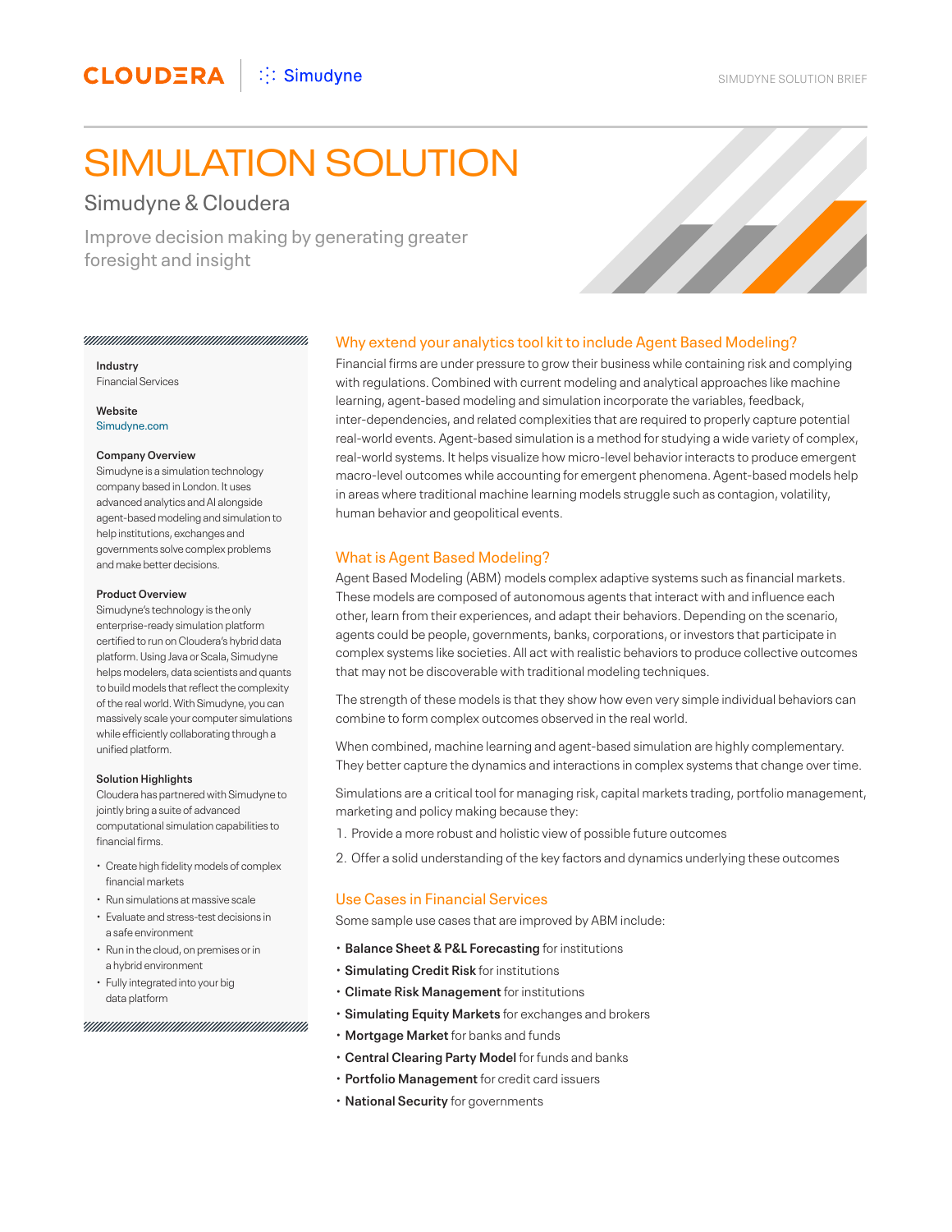# SIMULATION SOLUTION

## Simudyne & Cloudera

Improve decision making by generating greater foresight and insight

**Industry**
Financial Services

**Website**
Simudyne.com

**Company Overview**
Simudyne is a simulation technology company based in London. It uses advanced analytics and AI alongside agent-based modeling and simulation to help institutions, exchanges and governments solve complex problems and make better decisions.

**Product Overview**
Simudyne's technology is the only enterprise-ready simulation platform certified to run on Cloudera's hybrid data platform. Using Java or Scala, Simudyne helps modelers, data scientists and quants to build models that reflect the complexity of the real world. With Simudyne, you can massively scale your computer simulations while efficiently collaborating through a unified platform.

**Solution Highlights**
Cloudera has partnered with Simudyne to jointly bring a suite of advanced computational simulation capabilities to financial firms.

- Create high fidelity models of complex financial markets
- Run simulations at massive scale
- Evaluate and stress-test decisions in a safe environment
- Run in the cloud, on premises or in a hybrid environment
- Fully integrated into your big data platform

### Why extend your analytics tool kit to include Agent Based Modeling?

Financial firms are under pressure to grow their business while containing risk and complying with regulations. Combined with current modeling and analytical approaches like machine learning, agent-based modeling and simulation incorporate the variables, feedback, inter-dependencies, and related complexities that are required to properly capture potential real-world events. Agent-based simulation is a method for studying a wide variety of complex, real-world systems. It helps visualize how micro-level behavior interacts to produce emergent macro-level outcomes while accounting for emergent phenomena. Agent-based models help in areas where traditional machine learning models struggle such as contagion, volatility, human behavior and geopolitical events.

### What is Agent Based Modeling?

Agent Based Modeling (ABM) models complex adaptive systems such as financial markets. These models are composed of autonomous agents that interact with and influence each other, learn from their experiences, and adapt their behaviors. Depending on the scenario, agents could be people, governments, banks, corporations, or investors that participate in complex systems like societies. All act with realistic behaviors to produce collective outcomes that may not be discoverable with traditional modeling techniques.

The strength of these models is that they show how even very simple individual behaviors can combine to form complex outcomes observed in the real world.

When combined, machine learning and agent-based simulation are highly complementary. They better capture the dynamics and interactions in complex systems that change over time.

Simulations are a critical tool for managing risk, capital markets trading, portfolio management, marketing and policy making because they:

1. Provide a more robust and holistic view of possible future outcomes
2. Offer a solid understanding of the key factors and dynamics underlying these outcomes

### Use Cases in Financial Services

Some sample use cases that are improved by ABM include:

- **Balance Sheet & P&L Forecasting** for institutions
- **Simulating Credit Risk** for institutions
- **Climate Risk Management** for institutions
- **Simulating Equity Markets** for exchanges and brokers
- **Mortgage Market** for banks and funds
- **Central Clearing Party Model** for funds and banks
- **Portfolio Management** for credit card issuers
- **National Security** for governments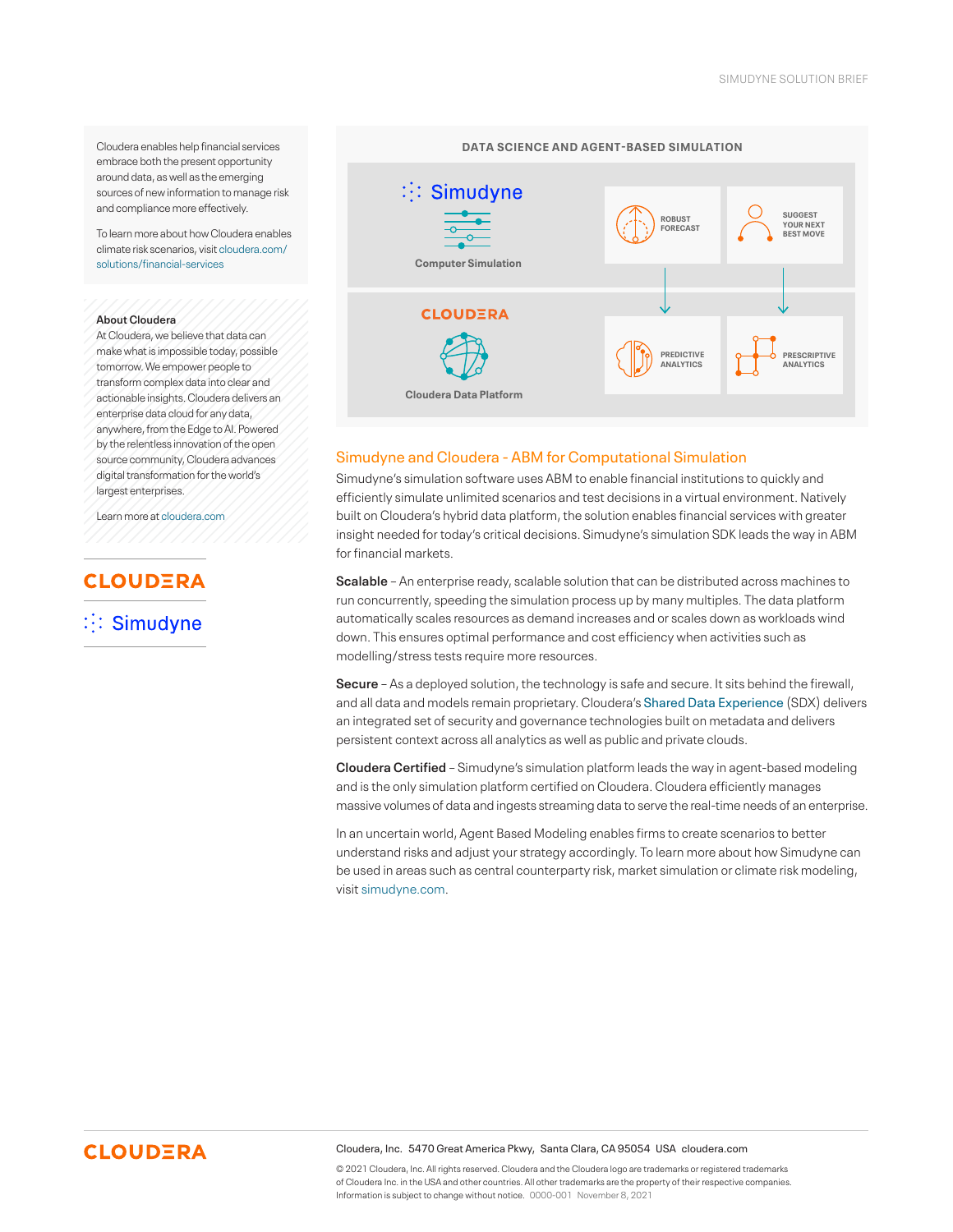Cloudera enables help financial services embrace both the present opportunity around data, as well as the emerging sources of new information to manage risk and compliance more effectively.

To learn more about how Cloudera enables climate risk scenarios, visit cloudera.com/solutions/financial-services

**About Cloudera**

At Cloudera, we believe that data can make what is impossible today, possible tomorrow. We empower people to transform complex data into clear and actionable insights. Cloudera delivers an enterprise data cloud for any data, anywhere, from the Edge to AI. Powered by the relentless innovation of the open source community, Cloudera advances digital transformation for the world's largest enterprises.

Learn more at cloudera.com

CLOUDERA

Simudyne

DATA SCIENCE AND AGENT-BASED SIMULATION

Simudyne

Computer Simulation

ROBUST FORECAST

SUGGEST YOUR NEXT BEST MOVE

CLOUDERA

Cloudera Data Platform

PREDICTIVE ANALYTICS

PRESCRIPTIVE ANALYTICS

## Simudyne and Cloudera - ABM for Computational Simulation

Simudyne's simulation software uses ABM to enable financial institutions to quickly and efficiently simulate unlimited scenarios and test decisions in a virtual environment. Natively built on Cloudera's hybrid data platform, the solution enables financial services with greater insight needed for today's critical decisions. Simudyne's simulation SDK leads the way in ABM for financial markets.

**Scalable** – An enterprise ready, scalable solution that can be distributed across machines to run concurrently, speeding the simulation process up by many multiples. The data platform automatically scales resources as demand increases and or scales down as workloads wind down. This ensures optimal performance and cost efficiency when activities such as modelling/stress tests require more resources.

**Secure** – As a deployed solution, the technology is safe and secure. It sits behind the firewall, and all data and models remain proprietary. Cloudera's Shared Data Experience (SDX) delivers an integrated set of security and governance technologies built on metadata and delivers persistent context across all analytics as well as public and private clouds.

**Cloudera Certified** – Simudyne's simulation platform leads the way in agent-based modeling and is the only simulation platform certified on Cloudera. Cloudera efficiently manages massive volumes of data and ingests streaming data to serve the real-time needs of an enterprise.

In an uncertain world, Agent Based Modeling enables firms to create scenarios to better understand risks and adjust your strategy accordingly. To learn more about how Simudyne can be used in areas such as central counterparty risk, market simulation or climate risk modeling, visit simudyne.com.

CLOUDERA

Cloudera, Inc. 5470 Great America Pkwy, Santa Clara, CA 95054 USA cloudera.com

© 2021 Cloudera, Inc. All rights reserved. Cloudera and the Cloudera logo are trademarks or registered trademarks of Cloudera Inc. in the USA and other countries. All other trademarks are the property of their respective companies. Information is subject to change without notice. 0000-001 November 8, 2021